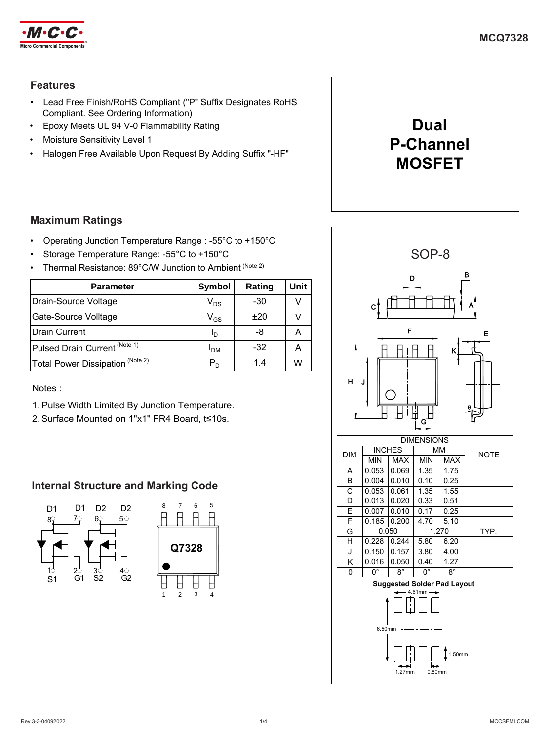# MCQ7328

## Dual P-Channel MOSFET

## Features

- Lead Free Finish/RoHS Compliant ("P" Suffix Designates RoHS Compliant. See Ordering Information)
- Epoxy Meets UL 94 V-0 Flammability Rating
- Moisture Sensitivity Level 1
- Halogen Free Available Upon Request By Adding Suffix "-HF"

## Maximum Ratings

- Operating Junction Temperature Range : -55°C to +150°C
- Storage Temperature Range: -55°C to +150°C
- Thermal Resistance: 89°C/W Junction to Ambient (Note 2)

| Parameter | Symbol | Rating | Unit |
|---|---|---|---|
| Drain-Source Voltage | $V_{DS}$ | -30 | V |
| Gate-Source Volltage | $V_{GS}$ | ±20 | V |
| Drain Current | $I_D$ | -8 | A |
| Pulsed Drain Current (Note 1) | $I_{DM}$ | -32 | A |
| Total Power Dissipation (Note 2) | $P_D$ | 1.4 | W |

Notes :

1. Pulse Width Limited By Junction Temperature.
2. Surface Mounted on 1"x1" FR4 Board, t≤10s.

## Internal Structure and Marking Code

D1 D1 D2 D2 — 8, 7, 6, 5
1, 2, 3, 4 — S1 G1 S2 G2

Marking: Q7328

## SOP-8

| DIM | INCHES | | MM | | NOTE |
|---|---|---|---|---|---|
| | MIN | MAX | MIN | MAX | |
| A | 0.053 | 0.069 | 1.35 | 1.75 | |
| B | 0.004 | 0.010 | 0.10 | 0.25 | |
| C | 0.053 | 0.061 | 1.35 | 1.55 | |
| D | 0.013 | 0.020 | 0.33 | 0.51 | |
| E | 0.007 | 0.010 | 0.17 | 0.25 | |
| F | 0.185 | 0.200 | 4.70 | 5.10 | |
| G | 0.050 | | 1.270 | | TYP. |
| H | 0.228 | 0.244 | 5.80 | 6.20 | |
| J | 0.150 | 0.157 | 3.80 | 4.00 | |
| K | 0.016 | 0.050 | 0.40 | 1.27 | |
| θ | 0° | 8° | 0° | 8° | |

**Suggested Solder Pad Layout**

4.61mm, 6.50mm, 1.50mm, 1.27mm, 0.80mm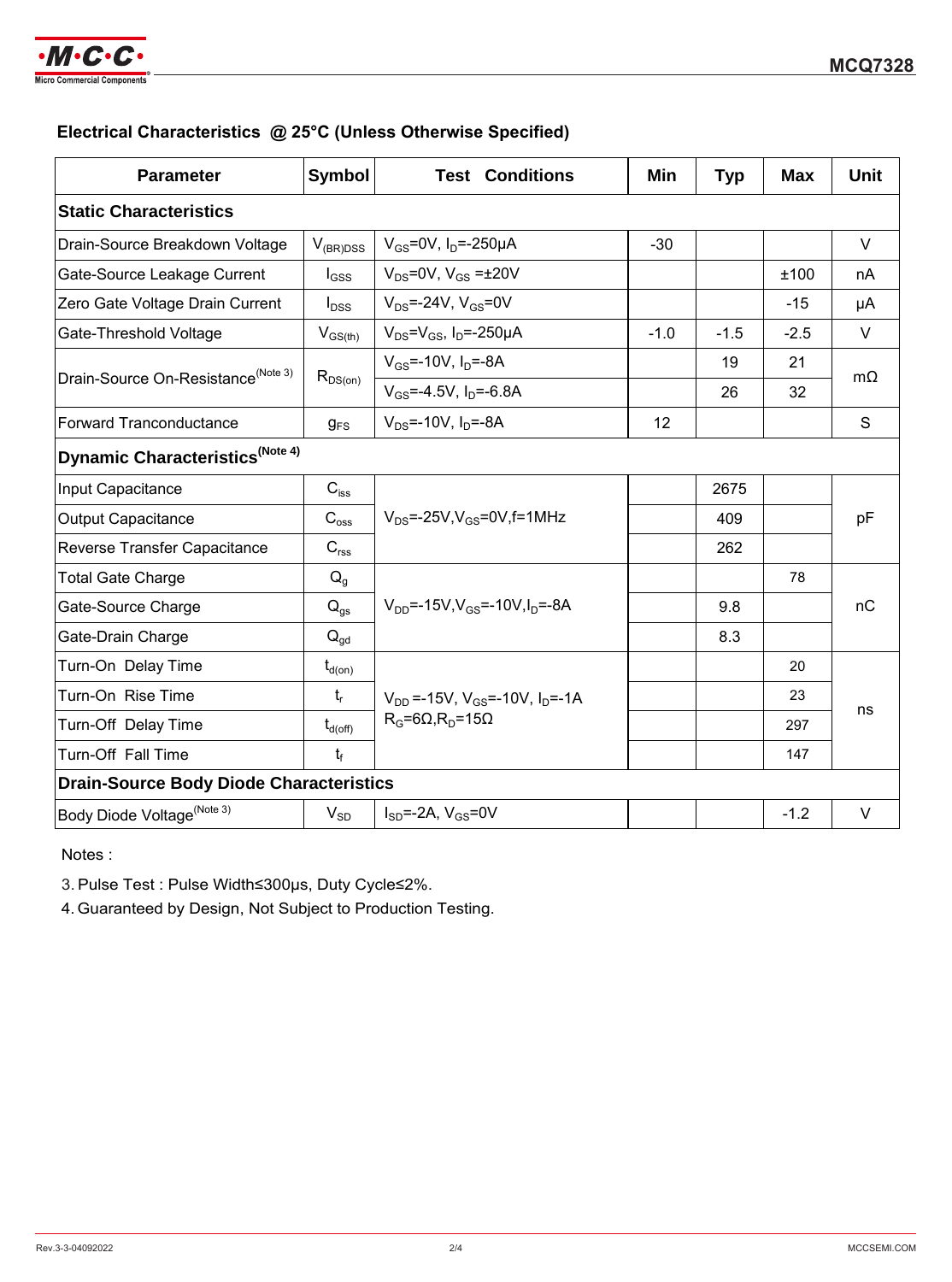## Electrical Characteristics @ 25°C (Unless Otherwise Specified)

| Parameter | Symbol | Test Conditions | Min | Typ | Max | Unit |
|---|---|---|---|---|---|---|
| **Static Characteristics** | | | | | | |
| Drain-Source Breakdown Voltage | $V_{(BR)DSS}$ | $V_{GS}$=0V, $I_D$=-250μA | -30 | | | V |
| Gate-Source Leakage Current | $I_{GSS}$ | $V_{DS}$=0V, $V_{GS}$ =±20V | | | ±100 | nA |
| Zero Gate Voltage Drain Current | $I_{DSS}$ | $V_{DS}$=-24V, $V_{GS}$=0V | | | -15 | μA |
| Gate-Threshold Voltage | $V_{GS(th)}$ | $V_{DS}$=$V_{GS}$, $I_D$=-250μA | -1.0 | -1.5 | -2.5 | V |
| Drain-Source On-Resistance(Note 3) | $R_{DS(on)}$ | $V_{GS}$=-10V, $I_D$=-8A | | 19 | 21 | mΩ |
| | | $V_{GS}$=-4.5V, $I_D$=-6.8A | | 26 | 32 | |
| Forward Tranconductance | $g_{FS}$ | $V_{DS}$=-10V, $I_D$=-8A | 12 | | | S |
| **Dynamic Characteristics(Note 4)** | | | | | | |
| Input Capacitance | $C_{iss}$ | $V_{DS}$=-25V,$V_{GS}$=0V,f=1MHz | | 2675 | | pF |
| Output Capacitance | $C_{oss}$ | | | 409 | | |
| Reverse Transfer Capacitance | $C_{rss}$ | | | 262 | | |
| Total Gate Charge | $Q_g$ | $V_{DD}$=-15V,$V_{GS}$=-10V,$I_D$=-8A | | | 78 | nC |
| Gate-Source Charge | $Q_{gs}$ | | | 9.8 | | |
| Gate-Drain Charge | $Q_{gd}$ | | | 8.3 | | |
| Turn-On Delay Time | $t_{d(on)}$ | $V_{DD}$ =-15V, $V_{GS}$=-10V, $I_D$=-1A $R_G$=6Ω,$R_D$=15Ω | | | 20 | ns |
| Turn-On Rise Time | $t_r$ | | | | 23 | |
| Turn-Off Delay Time | $t_{d(off)}$ | | | | 297 | |
| Turn-Off Fall Time | $t_f$ | | | | 147 | |
| **Drain-Source Body Diode Characteristics** | | | | | | |
| Body Diode Voltage(Note 3) | $V_{SD}$ | $I_{SD}$=-2A, $V_{GS}$=0V | | | -1.2 | V |

Notes :

3. Pulse Test : Pulse Width≤300μs, Duty Cycle≤2%.
4. Guaranteed by Design, Not Subject to Production Testing.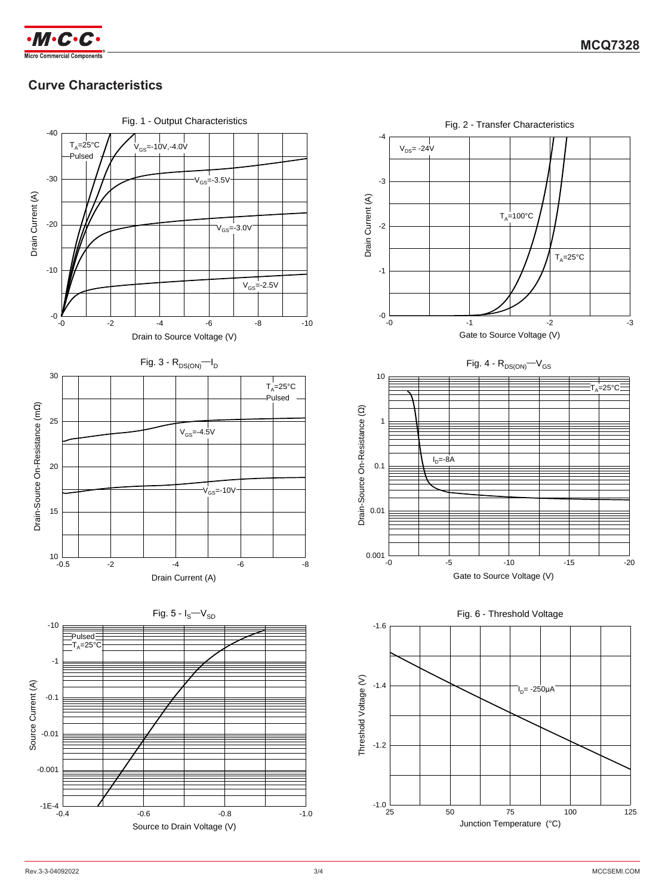## Curve Characteristics

Fig. 1 - Output Characteristics

$T_A$=25°C
Pulsed

$V_{GS}$=-10V,-4.0V
$V_{GS}$=-3.5V
$V_{GS}$=-3.0V
$V_{GS}$=-2.5V

Drain Current (A)
Drain to Source Voltage (V)

Fig. 2 - Transfer Characteristics

$V_{DS}$= -24V
$T_A$=100°C
$T_A$=25°C

Drain Current (A)
Gate to Source Voltage (V)

Fig. 3 - $R_{DS(ON)}$—$I_D$

$T_A$=25°C
Pulsed
$V_{GS}$=-4.5V
$V_{GS}$=-10V

Drain-Source On-Resistance (mΩ)
Drain Current (A)

Fig. 4 - $R_{DS(ON)}$—$V_{GS}$

$T_A$=25°C
$I_D$=-8A

Drain-Source On-Resistance (Ω)
Gate to Source Voltage (V)

Fig. 5 - $I_S$—$V_{SD}$

Pulsed
$T_A$=25°C

Source Current (A)
Source to Drain Voltage (V)

Fig. 6 - Threshold Voltage

$I_D$= -250μA

Threshold Voltage (V)
Junction Temperature (°C)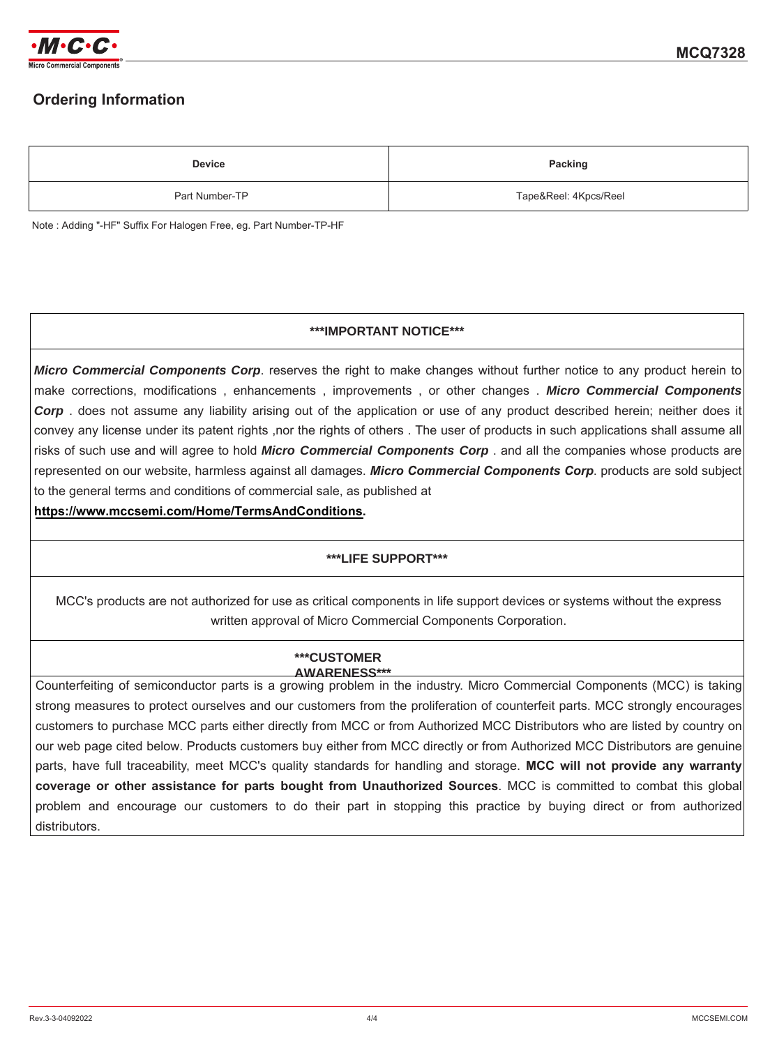## Ordering Information

| Device | Packing |
| --- | --- |
| Part Number-TP | Tape&Reel: 4Kpcs/Reel |

Note : Adding "-HF" Suffix For Halogen Free, eg. Part Number-TP-HF

**\*\*\*IMPORTANT NOTICE\*\*\***

***Micro Commercial Components Corp***. reserves the right to make changes without further notice to any product herein to make corrections, modifications , enhancements , improvements , or other changes . ***Micro Commercial Components Corp*** . does not assume any liability arising out of the application or use of any product described herein; neither does it convey any license under its patent rights ,nor the rights of others . The user of products in such applications shall assume all risks of such use and will agree to hold ***Micro Commercial Components Corp*** . and all the companies whose products are represented on our website, harmless against all damages. ***Micro Commercial Components Corp***. products are sold subject to the general terms and conditions of commercial sale, as published at **https://www.mccsemi.com/Home/TermsAndConditions.**

**\*\*\*LIFE SUPPORT\*\*\***

MCC's products are not authorized for use as critical components in life support devices or systems without the express written approval of Micro Commercial Components Corporation.

**\*\*\*CUSTOMER AWARENESS\*\*\***

Counterfeiting of semiconductor parts is a growing problem in the industry. Micro Commercial Components (MCC) is taking strong measures to protect ourselves and our customers from the proliferation of counterfeit parts. MCC strongly encourages customers to purchase MCC parts either directly from MCC or from Authorized MCC Distributors who are listed by country on our web page cited below. Products customers buy either from MCC directly or from Authorized MCC Distributors are genuine parts, have full traceability, meet MCC's quality standards for handling and storage. **MCC will not provide any warranty coverage or other assistance for parts bought from Unauthorized Sources**. MCC is committed to combat this global problem and encourage our customers to do their part in stopping this practice by buying direct or from authorized distributors.